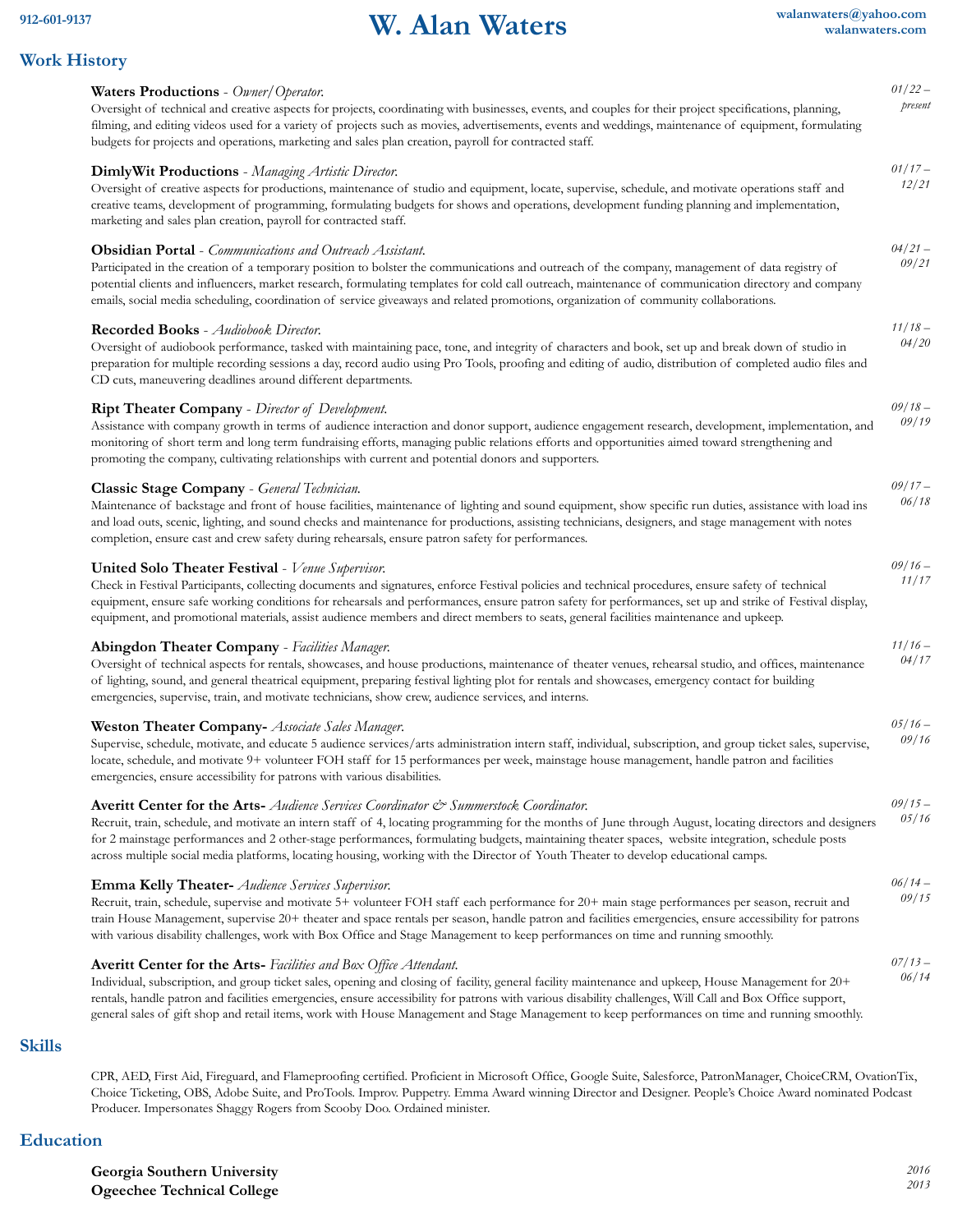912-601-9137

# W. Alan Waters

walanwaters@yahoo.com
walanwaters.com

## Work History

**Waters Productions** - *Owner/Operator.* *01/22 – present*
Oversight of technical and creative aspects for projects, coordinating with businesses, events, and couples for their project specifications, planning, filming, and editing videos used for a variety of projects such as movies, advertisements, events and weddings, maintenance of equipment, formulating budgets for projects and operations, marketing and sales plan creation, payroll for contracted staff.

**DimlyWit Productions** - *Managing Artistic Director.* *01/17 – 12/21*
Oversight of creative aspects for productions, maintenance of studio and equipment, locate, supervise, schedule, and motivate operations staff and creative teams, development of programming, formulating budgets for shows and operations, development funding planning and implementation, marketing and sales plan creation, payroll for contracted staff.

**Obsidian Portal** - *Communications and Outreach Assistant.* *04/21 – 09/21*
Participated in the creation of a temporary position to bolster the communications and outreach of the company, management of data registry of potential clients and influencers, market research, formulating templates for cold call outreach, maintenance of communication directory and company emails, social media scheduling, coordination of service giveaways and related promotions, organization of community collaborations.

**Recorded Books** - *Audiobook Director.* *11/18 – 04/20*
Oversight of audiobook performance, tasked with maintaining pace, tone, and integrity of characters and book, set up and break down of studio in preparation for multiple recording sessions a day, record audio using Pro Tools, proofing and editing of audio, distribution of completed audio files and CD cuts, maneuvering deadlines around different departments.

**Ript Theater Company** - *Director of Development.* *09/18 – 09/19*
Assistance with company growth in terms of audience interaction and donor support, audience engagement research, development, implementation, and monitoring of short term and long term fundraising efforts, managing public relations efforts and opportunities aimed toward strengthening and promoting the company, cultivating relationships with current and potential donors and supporters.

**Classic Stage Company** - *General Technician.* *09/17 – 06/18*
Maintenance of backstage and front of house facilities, maintenance of lighting and sound equipment, show specific run duties, assistance with load ins and load outs, scenic, lighting, and sound checks and maintenance for productions, assisting technicians, designers, and stage management with notes completion, ensure cast and crew safety during rehearsals, ensure patron safety for performances.

**United Solo Theater Festival** - *Venue Supervisor.* *09/16 – 11/17*
Check in Festival Participants, collecting documents and signatures, enforce Festival policies and technical procedures, ensure safety of technical equipment, ensure safe working conditions for rehearsals and performances, ensure patron safety for performances, set up and strike of Festival display, equipment, and promotional materials, assist audience members and direct members to seats, general facilities maintenance and upkeep.

**Abingdon Theater Company** - *Facilities Manager.* *11/16 – 04/17*
Oversight of technical aspects for rentals, showcases, and house productions, maintenance of theater venues, rehearsal studio, and offices, maintenance of lighting, sound, and general theatrical equipment, preparing festival lighting plot for rentals and showcases, emergency contact for building emergencies, supervise, train, and motivate technicians, show crew, audience services, and interns.

**Weston Theater Company-** *Associate Sales Manager.* *05/16 – 09/16*
Supervise, schedule, motivate, and educate 5 audience services/arts administration intern staff, individual, subscription, and group ticket sales, supervise, locate, schedule, and motivate 9+ volunteer FOH staff for 15 performances per week, mainstage house management, handle patron and facilities emergencies, ensure accessibility for patrons with various disabilities.

**Averitt Center for the Arts-** *Audience Services Coordinator & Summerstock Coordinator.* *09/15 – 05/16*
Recruit, train, schedule, and motivate an intern staff of 4, locating programming for the months of June through August, locating directors and designers for 2 mainstage performances and 2 other-stage performances, formulating budgets, maintaining theater spaces, website integration, schedule posts across multiple social media platforms, locating housing, working with the Director of Youth Theater to develop educational camps.

**Emma Kelly Theater-** *Audience Services Supervisor.* *06/14 – 09/15*
Recruit, train, schedule, supervise and motivate 5+ volunteer FOH staff each performance for 20+ main stage performances per season, recruit and train House Management, supervise 20+ theater and space rentals per season, handle patron and facilities emergencies, ensure accessibility for patrons with various disability challenges, work with Box Office and Stage Management to keep performances on time and running smoothly.

**Averitt Center for the Arts-** *Facilities and Box Office Attendant.* *07/13 – 06/14*
Individual, subscription, and group ticket sales, opening and closing of facility, general facility maintenance and upkeep, House Management for 20+ rentals, handle patron and facilities emergencies, ensure accessibility for patrons with various disability challenges, Will Call and Box Office support, general sales of gift shop and retail items, work with House Management and Stage Management to keep performances on time and running smoothly.

## Skills

CPR, AED, First Aid, Fireguard, and Flameproofing certified. Proficient in Microsoft Office, Google Suite, Salesforce, PatronManager, ChoiceCRM, OvationTix, Choice Ticketing, OBS, Adobe Suite, and ProTools. Improv. Puppetry. Emma Award winning Director and Designer. People's Choice Award nominated Podcast Producer. Impersonates Shaggy Rogers from Scooby Doo. Ordained minister.

## Education

**Georgia Southern University** *2016*
**Ogeechee Technical College** *2013*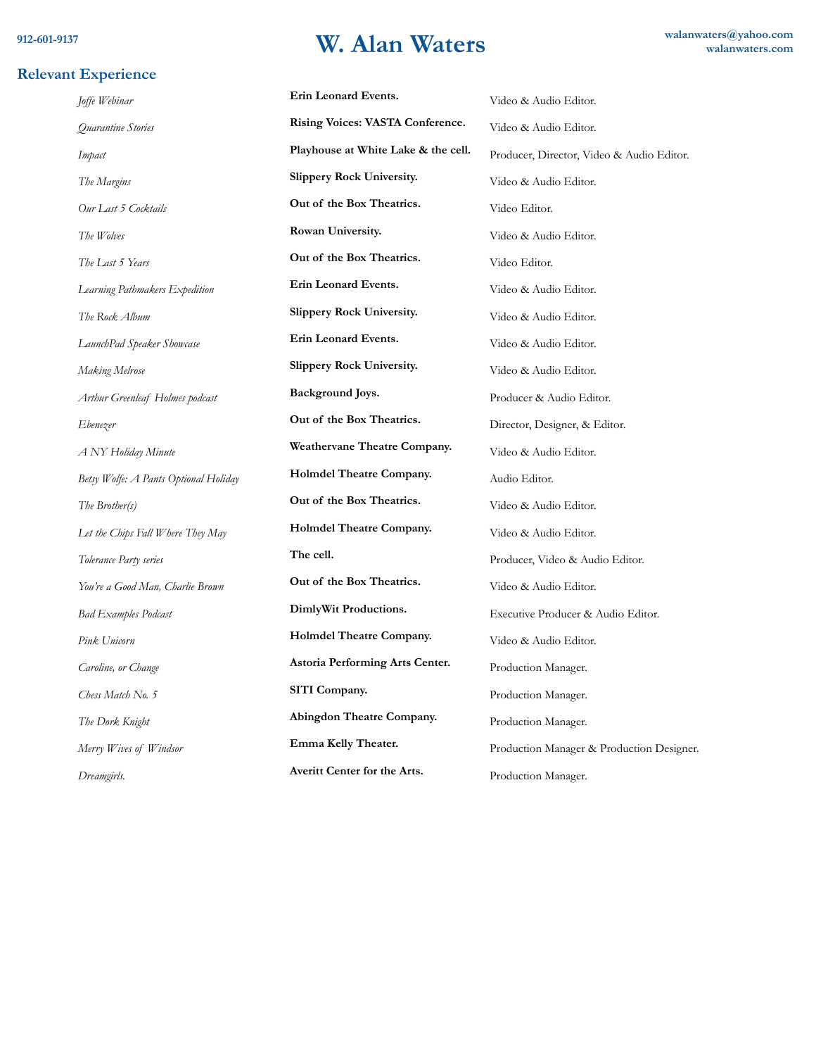912-601-9137

# W. Alan Waters

walanwaters@yahoo.com
walanwaters.com

## Relevant Experience

| | | |
|---|---|---|
| *Joffe Webinar* | **Erin Leonard Events.** | Video & Audio Editor. |
| *Quarantine Stories* | **Rising Voices: VASTA Conference.** | Video & Audio Editor. |
| *Impact* | **Playhouse at White Lake & the cell.** | Producer, Director, Video & Audio Editor. |
| *The Margins* | **Slippery Rock University.** | Video & Audio Editor. |
| *Our Last 5 Cocktails* | **Out of the Box Theatrics.** | Video Editor. |
| *The Wolves* | **Rowan University.** | Video & Audio Editor. |
| *The Last 5 Years* | **Out of the Box Theatrics.** | Video Editor. |
| *Learning Pathmakers Expedition* | **Erin Leonard Events.** | Video & Audio Editor. |
| *The Rock Album* | **Slippery Rock University.** | Video & Audio Editor. |
| *LaunchPad Speaker Showcase* | **Erin Leonard Events.** | Video & Audio Editor. |
| *Making Melrose* | **Slippery Rock University.** | Video & Audio Editor. |
| *Arthur Greenleaf Holmes podcast* | **Background Joys.** | Producer & Audio Editor. |
| *Ebenezer* | **Out of the Box Theatrics.** | Director, Designer, & Editor. |
| *A NY Holiday Minute* | **Weathervane Theatre Company.** | Video & Audio Editor. |
| *Betsy Wolfe: A Pants Optional Holiday* | **Holmdel Theatre Company.** | Audio Editor. |
| *The Brother(s)* | **Out of the Box Theatrics.** | Video & Audio Editor. |
| *Let the Chips Fall Where They May* | **Holmdel Theatre Company.** | Video & Audio Editor. |
| *Tolerance Party series* | **The cell.** | Producer, Video & Audio Editor. |
| *You're a Good Man, Charlie Brown* | **Out of the Box Theatrics.** | Video & Audio Editor. |
| *Bad Examples Podcast* | **DimlyWit Productions.** | Executive Producer & Audio Editor. |
| *Pink Unicorn* | **Holmdel Theatre Company.** | Video & Audio Editor. |
| *Caroline, or Change* | **Astoria Performing Arts Center.** | Production Manager. |
| *Chess Match No. 5* | **SITI Company.** | Production Manager. |
| *The Dork Knight* | **Abingdon Theatre Company.** | Production Manager. |
| *Merry Wives of Windsor* | **Emma Kelly Theater.** | Production Manager & Production Designer. |
| *Dreamgirls.* | **Averitt Center for the Arts.** | Production Manager. |